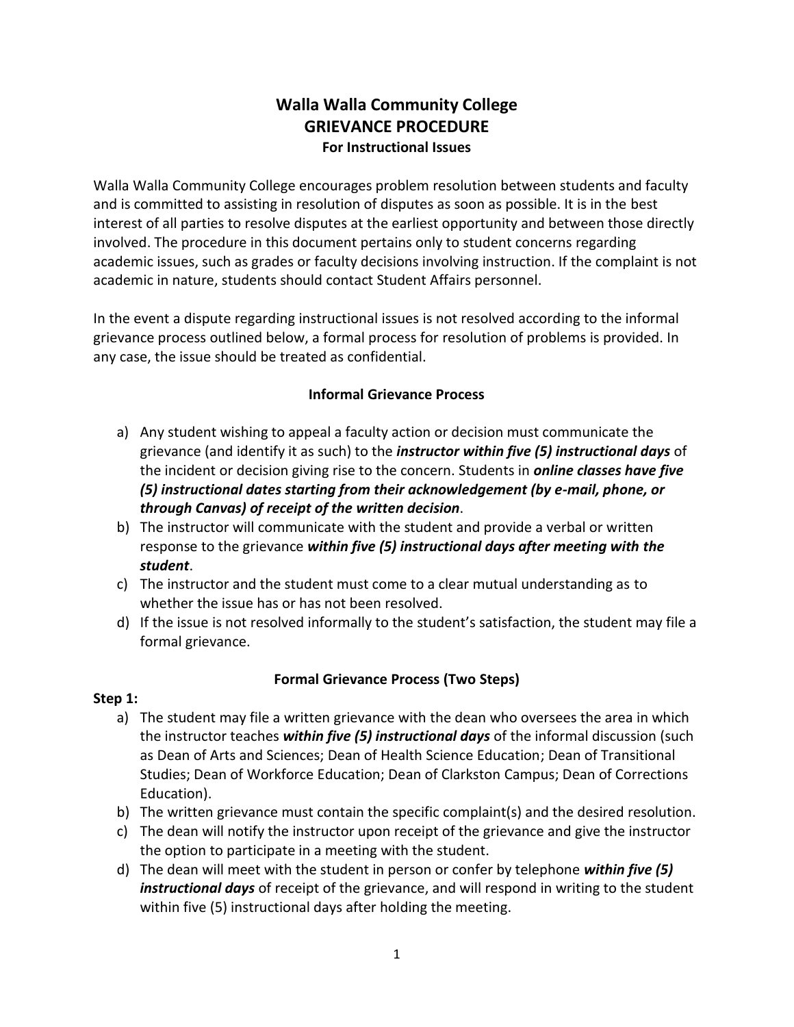# Walla Walla Community College
## GRIEVANCE PROCEDURE
### For Instructional Issues

Walla Walla Community College encourages problem resolution between students and faculty and is committed to assisting in resolution of disputes as soon as possible. It is in the best interest of all parties to resolve disputes at the earliest opportunity and between those directly involved. The procedure in this document pertains only to student concerns regarding academic issues, such as grades or faculty decisions involving instruction. If the complaint is not academic in nature, students should contact Student Affairs personnel.

In the event a dispute regarding instructional issues is not resolved according to the informal grievance process outlined below, a formal process for resolution of problems is provided. In any case, the issue should be treated as confidential.

### Informal Grievance Process

a) Any student wishing to appeal a faculty action or decision must communicate the grievance (and identify it as such) to the ***instructor within five (5) instructional days*** of the incident or decision giving rise to the concern. Students in ***online classes have five (5) instructional dates starting from their acknowledgement (by e-mail, phone, or through Canvas) of receipt of the written decision***.
b) The instructor will communicate with the student and provide a verbal or written response to the grievance ***within five (5) instructional days after meeting with the student***.
c) The instructor and the student must come to a clear mutual understanding as to whether the issue has or has not been resolved.
d) If the issue is not resolved informally to the student's satisfaction, the student may file a formal grievance.

### Formal Grievance Process (Two Steps)

**Step 1:**

a) The student may file a written grievance with the dean who oversees the area in which the instructor teaches ***within five (5) instructional days*** of the informal discussion (such as Dean of Arts and Sciences; Dean of Health Science Education; Dean of Transitional Studies; Dean of Workforce Education; Dean of Clarkston Campus; Dean of Corrections Education).
b) The written grievance must contain the specific complaint(s) and the desired resolution.
c) The dean will notify the instructor upon receipt of the grievance and give the instructor the option to participate in a meeting with the student.
d) The dean will meet with the student in person or confer by telephone ***within five (5) instructional days*** of receipt of the grievance, and will respond in writing to the student within five (5) instructional days after holding the meeting.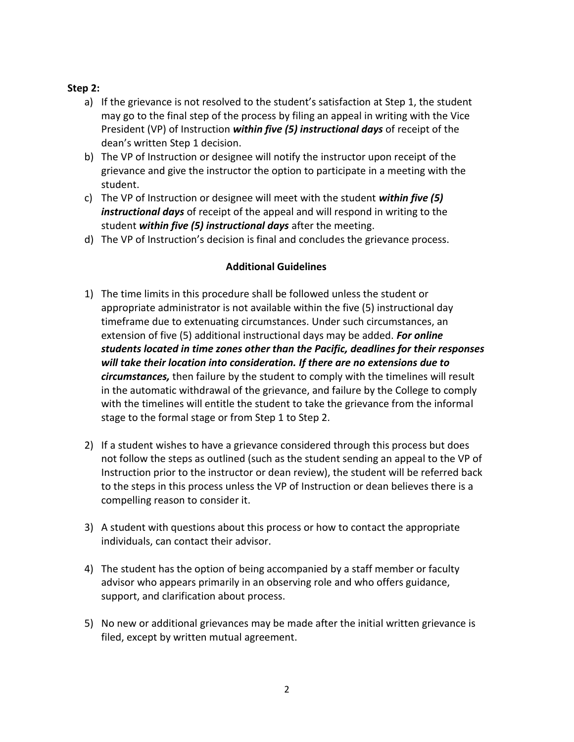**Step 2:**

a) If the grievance is not resolved to the student's satisfaction at Step 1, the student may go to the final step of the process by filing an appeal in writing with the Vice President (VP) of Instruction ***within five (5) instructional days*** of receipt of the dean's written Step 1 decision.

b) The VP of Instruction or designee will notify the instructor upon receipt of the grievance and give the instructor the option to participate in a meeting with the student.

c) The VP of Instruction or designee will meet with the student ***within five (5) instructional days*** of receipt of the appeal and will respond in writing to the student ***within five (5) instructional days*** after the meeting.

d) The VP of Instruction's decision is final and concludes the grievance process.

**Additional Guidelines**

1) The time limits in this procedure shall be followed unless the student or appropriate administrator is not available within the five (5) instructional day timeframe due to extenuating circumstances. Under such circumstances, an extension of five (5) additional instructional days may be added. ***For online students located in time zones other than the Pacific, deadlines for their responses will take their location into consideration. If there are no extensions due to circumstances,*** then failure by the student to comply with the timelines will result in the automatic withdrawal of the grievance, and failure by the College to comply with the timelines will entitle the student to take the grievance from the informal stage to the formal stage or from Step 1 to Step 2.

2) If a student wishes to have a grievance considered through this process but does not follow the steps as outlined (such as the student sending an appeal to the VP of Instruction prior to the instructor or dean review), the student will be referred back to the steps in this process unless the VP of Instruction or dean believes there is a compelling reason to consider it.

3) A student with questions about this process or how to contact the appropriate individuals, can contact their advisor.

4) The student has the option of being accompanied by a staff member or faculty advisor who appears primarily in an observing role and who offers guidance, support, and clarification about process.

5) No new or additional grievances may be made after the initial written grievance is filed, except by written mutual agreement.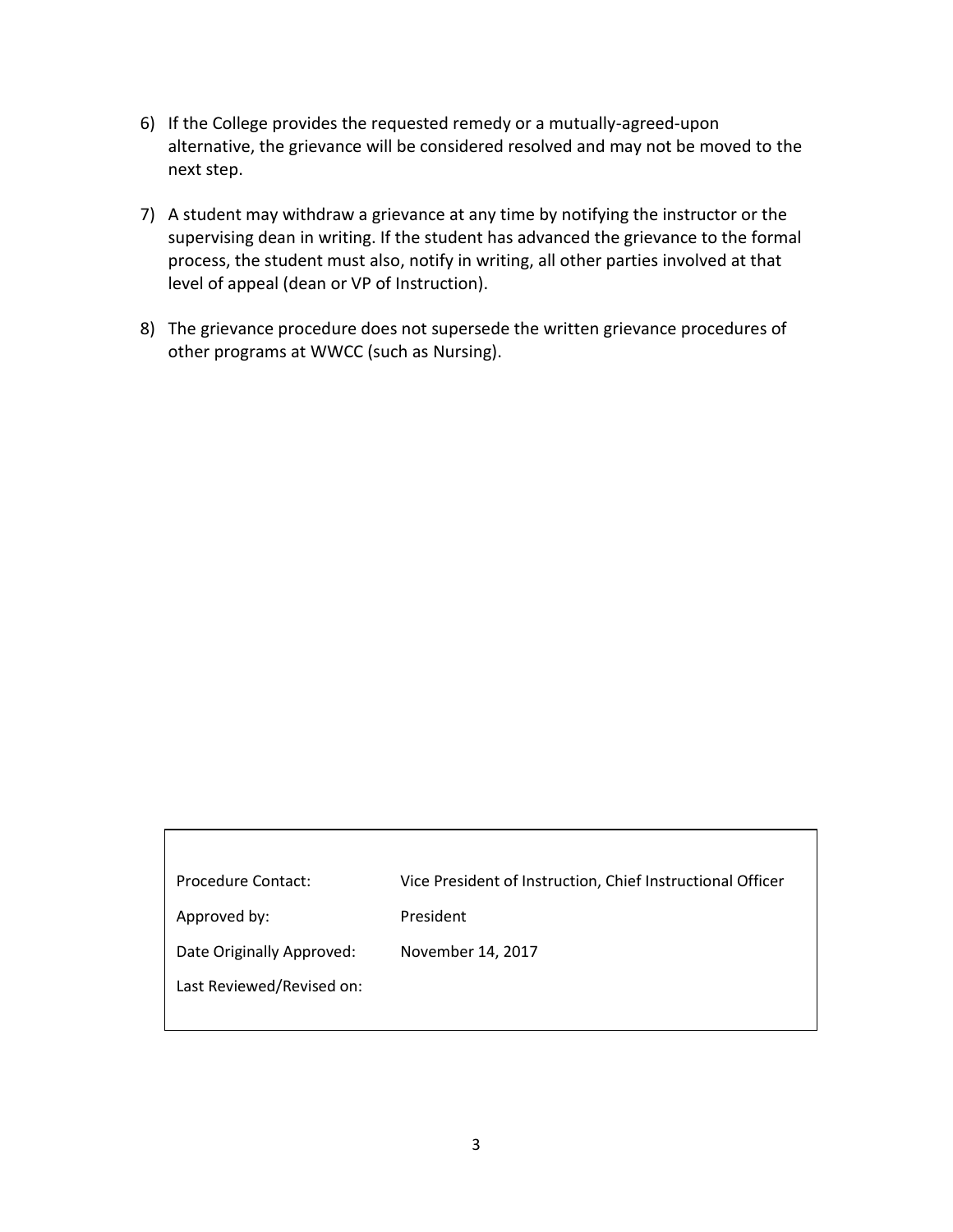6) If the College provides the requested remedy or a mutually-agreed-upon alternative, the grievance will be considered resolved and may not be moved to the next step.

7) A student may withdraw a grievance at any time by notifying the instructor or the supervising dean in writing. If the student has advanced the grievance to the formal process, the student must also, notify in writing, all other parties involved at that level of appeal (dean or VP of Instruction).

8) The grievance procedure does not supersede the written grievance procedures of other programs at WWCC (such as Nursing).

| | |
|---|---|
| Procedure Contact: | Vice President of Instruction, Chief Instructional Officer |
| Approved by: | President |
| Date Originally Approved: | November 14, 2017 |
| Last Reviewed/Revised on: | |